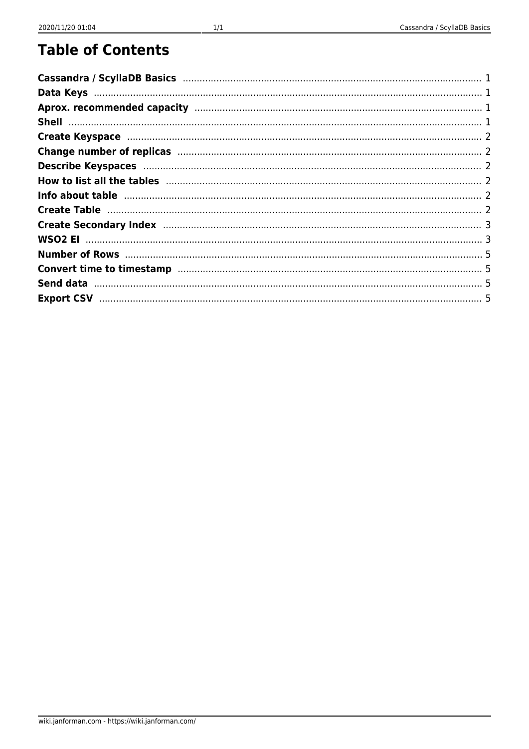# Table of Contents

| | |
|---|---|
| **Cassandra / ScyllaDB Basics** | 1 |
| **Data Keys** | 1 |
| **Aprox. recommended capacity** | 1 |
| **Shell** | 1 |
| **Create Keyspace** | 2 |
| **Change number of replicas** | 2 |
| **Describe Keyspaces** | 2 |
| **How to list all the tables** | 2 |
| **Info about table** | 2 |
| **Create Table** | 2 |
| **Create Secondary Index** | 3 |
| **WSO2 EI** | 3 |
| **Number of Rows** | 5 |
| **Convert time to timestamp** | 5 |
| **Send data** | 5 |
| **Export CSV** | 5 |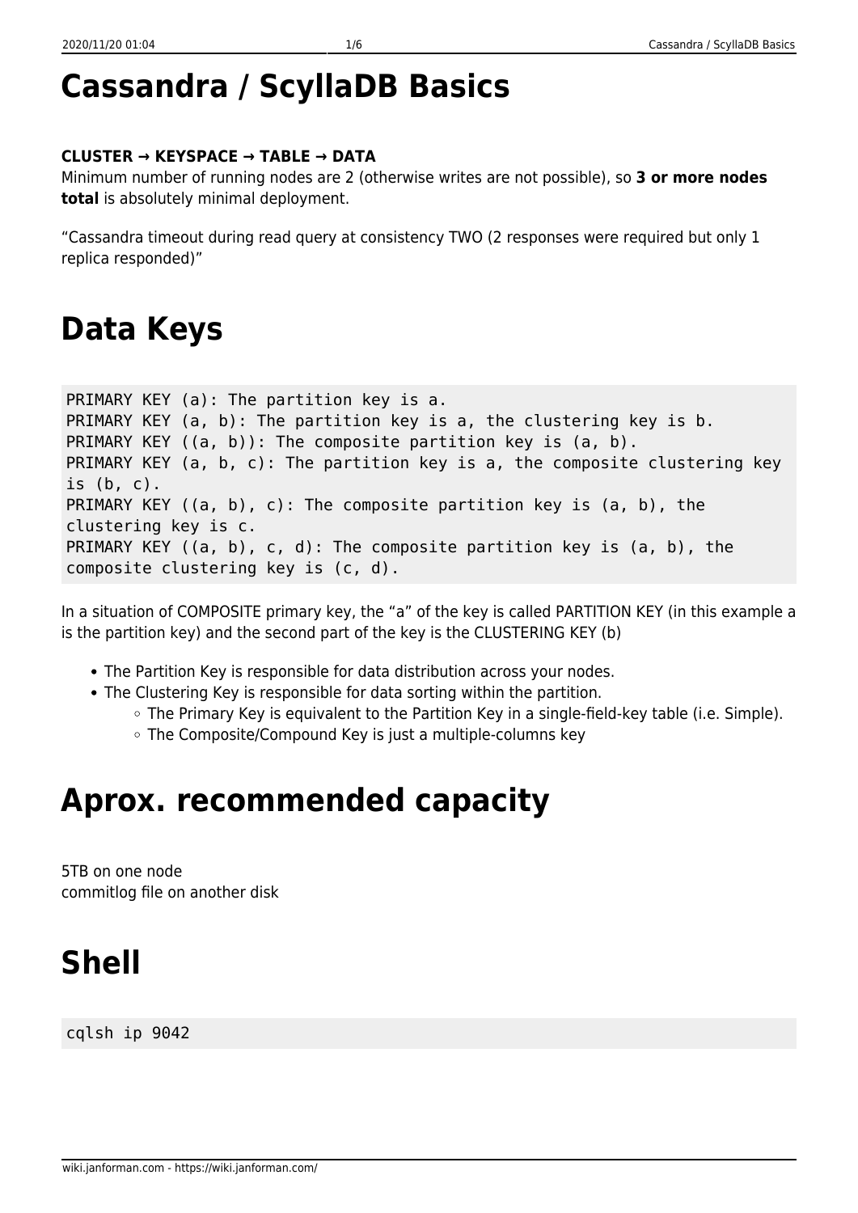# Cassandra / ScyllaDB Basics

**CLUSTER → KEYSPACE → TABLE → DATA**
Minimum number of running nodes are 2 (otherwise writes are not possible), so **3 or more nodes total** is absolutely minimal deployment.

“Cassandra timeout during read query at consistency TWO (2 responses were required but only 1 replica responded)”

# Data Keys

```
PRIMARY KEY (a): The partition key is a.
PRIMARY KEY (a, b): The partition key is a, the clustering key is b.
PRIMARY KEY ((a, b)): The composite partition key is (a, b).
PRIMARY KEY (a, b, c): The partition key is a, the composite clustering key
is (b, c).
PRIMARY KEY ((a, b), c): The composite partition key is (a, b), the
clustering key is c.
PRIMARY KEY ((a, b), c, d): The composite partition key is (a, b), the
composite clustering key is (c, d).
```

In a situation of COMPOSITE primary key, the “a” of the key is called PARTITION KEY (in this example a is the partition key) and the second part of the key is the CLUSTERING KEY (b)

- The Partition Key is responsible for data distribution across your nodes.
- The Clustering Key is responsible for data sorting within the partition.
  - The Primary Key is equivalent to the Partition Key in a single-field-key table (i.e. Simple).
  - The Composite/Compound Key is just a multiple-columns key

# Aprox. recommended capacity

5TB on one node
commitlog file on another disk

# Shell

```
cqlsh ip 9042
```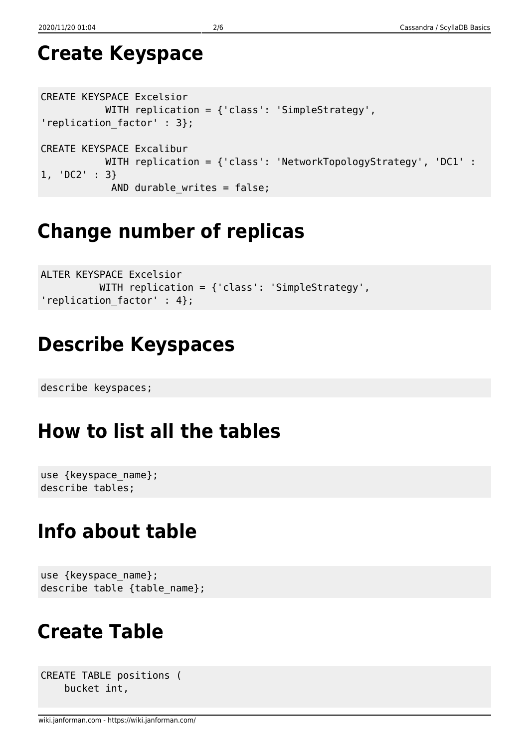# Create Keyspace

```
CREATE KEYSPACE Excelsior
          WITH replication = {'class': 'SimpleStrategy',
'replication_factor' : 3};

CREATE KEYSPACE Excalibur
          WITH replication = {'class': 'NetworkTopologyStrategy', 'DC1' :
1, 'DC2' : 3}
           AND durable_writes = false;
```

# Change number of replicas

```
ALTER KEYSPACE Excelsior
          WITH replication = {'class': 'SimpleStrategy',
'replication_factor' : 4};
```

# Describe Keyspaces

```
describe keyspaces;
```

# How to list all the tables

```
use {keyspace_name};
describe tables;
```

# Info about table

```
use {keyspace_name};
describe table {table_name};
```

# Create Table

```
CREATE TABLE positions (
    bucket int,
```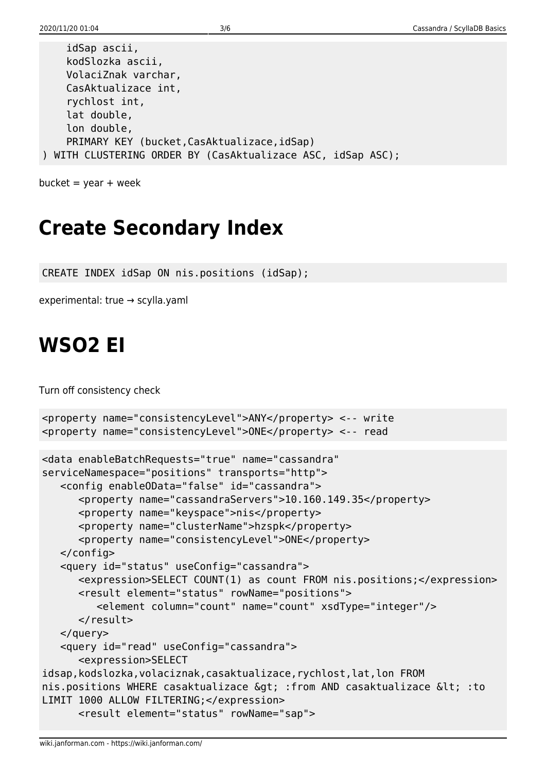```
    idSap ascii,
    kodSlozka ascii,
    VolaciZnak varchar,
    CasAktualizace int,
    rychlost int,
    lat double,
    lon double,
    PRIMARY KEY (bucket,CasAktualizace,idSap)
) WITH CLUSTERING ORDER BY (CasAktualizace ASC, idSap ASC);
```

bucket = year + week

# Create Secondary Index

```
CREATE INDEX idSap ON nis.positions (idSap);
```

experimental: true → scylla.yaml

# WSO2 EI

Turn off consistency check

```
<property name="consistencyLevel">ANY</property> <-- write
<property name="consistencyLevel">ONE</property> <-- read
```

```
<data enableBatchRequests="true" name="cassandra"
serviceNamespace="positions" transports="http">
   <config enableOData="false" id="cassandra">
      <property name="cassandraServers">10.160.149.35</property>
      <property name="keyspace">nis</property>
      <property name="clusterName">hzspk</property>
      <property name="consistencyLevel">ONE</property>
   </config>
   <query id="status" useConfig="cassandra">
      <expression>SELECT COUNT(1) as count FROM nis.positions;</expression>
      <result element="status" rowName="positions">
         <element column="count" name="count" xsdType="integer"/>
      </result>
   </query>
   <query id="read" useConfig="cassandra">
      <expression>SELECT
idsap,kodslozka,volaciznak,casaktualizace,rychlost,lat,lon FROM
nis.positions WHERE casaktualizace &gt; :from AND casaktualizace &lt; :to
LIMIT 1000 ALLOW FILTERING;</expression>
      <result element="status" rowName="sap">
```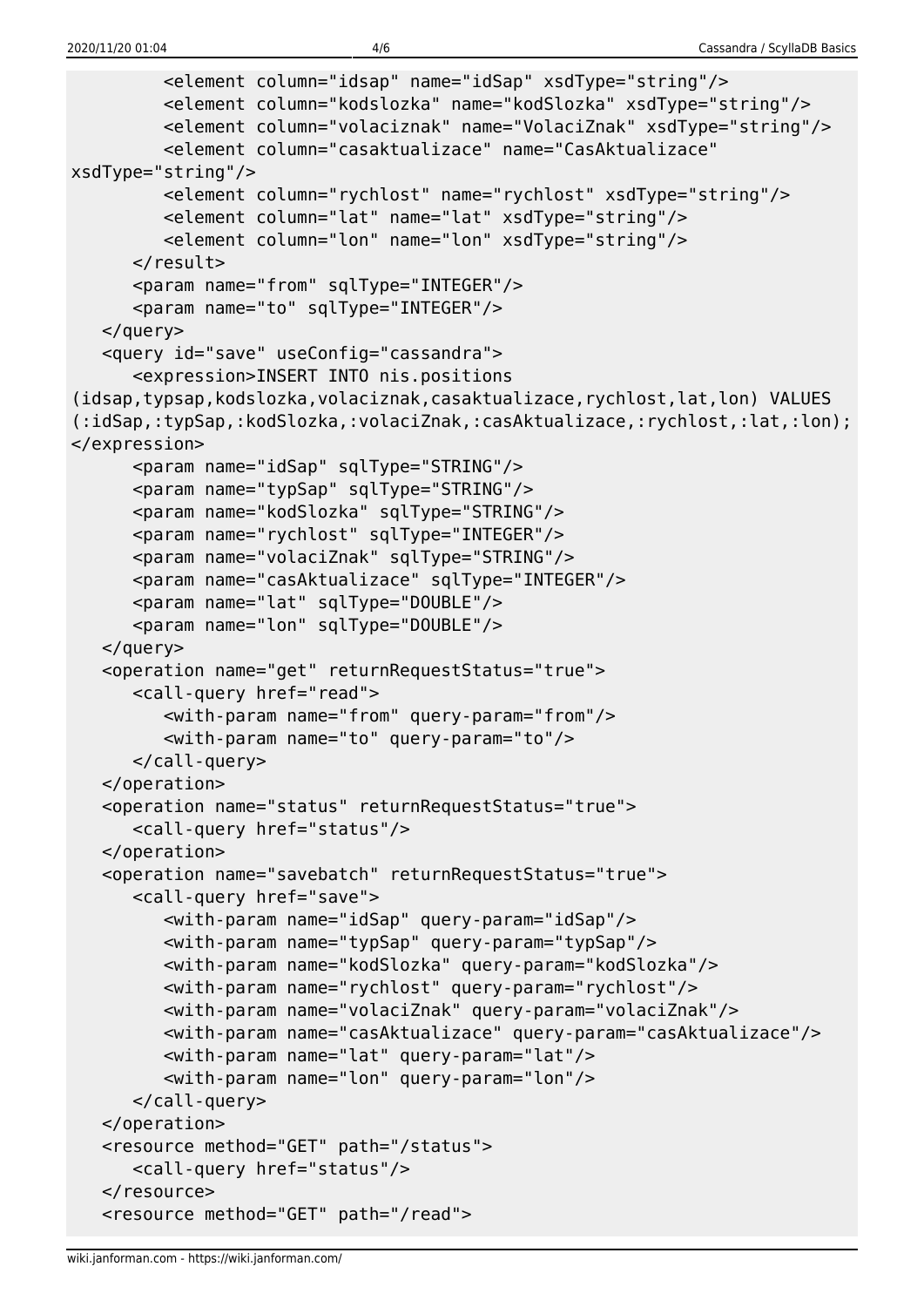```
         <element column="idsap" name="idSap" xsdType="string"/>
         <element column="kodslozka" name="kodSlozka" xsdType="string"/>
         <element column="volaciznak" name="VolaciZnak" xsdType="string"/>
         <element column="casaktualizace" name="CasAktualizace"
xsdType="string"/>
         <element column="rychlost" name="rychlost" xsdType="string"/>
         <element column="lat" name="lat" xsdType="string"/>
         <element column="lon" name="lon" xsdType="string"/>
      </result>
      <param name="from" sqlType="INTEGER"/>
      <param name="to" sqlType="INTEGER"/>
   </query>
   <query id="save" useConfig="cassandra">
      <expression>INSERT INTO nis.positions
(idsap,typsap,kodslozka,volaciznak,casaktualizace,rychlost,lat,lon) VALUES
(:idSap,:typSap,:kodSlozka,:volaciZnak,:casAktualizace,:rychlost,:lat,:lon);
</expression>
      <param name="idSap" sqlType="STRING"/>
      <param name="typSap" sqlType="STRING"/>
      <param name="kodSlozka" sqlType="STRING"/>
      <param name="rychlost" sqlType="INTEGER"/>
      <param name="volaciZnak" sqlType="STRING"/>
      <param name="casAktualizace" sqlType="INTEGER"/>
      <param name="lat" sqlType="DOUBLE"/>
      <param name="lon" sqlType="DOUBLE"/>
   </query>
   <operation name="get" returnRequestStatus="true">
      <call-query href="read">
         <with-param name="from" query-param="from"/>
         <with-param name="to" query-param="to"/>
      </call-query>
   </operation>
   <operation name="status" returnRequestStatus="true">
      <call-query href="status"/>
   </operation>
   <operation name="savebatch" returnRequestStatus="true">
      <call-query href="save">
         <with-param name="idSap" query-param="idSap"/>
         <with-param name="typSap" query-param="typSap"/>
         <with-param name="kodSlozka" query-param="kodSlozka"/>
         <with-param name="rychlost" query-param="rychlost"/>
         <with-param name="volaciZnak" query-param="volaciZnak"/>
         <with-param name="casAktualizace" query-param="casAktualizace"/>
         <with-param name="lat" query-param="lat"/>
         <with-param name="lon" query-param="lon"/>
      </call-query>
   </operation>
   <resource method="GET" path="/status">
      <call-query href="status"/>
   </resource>
   <resource method="GET" path="/read">
```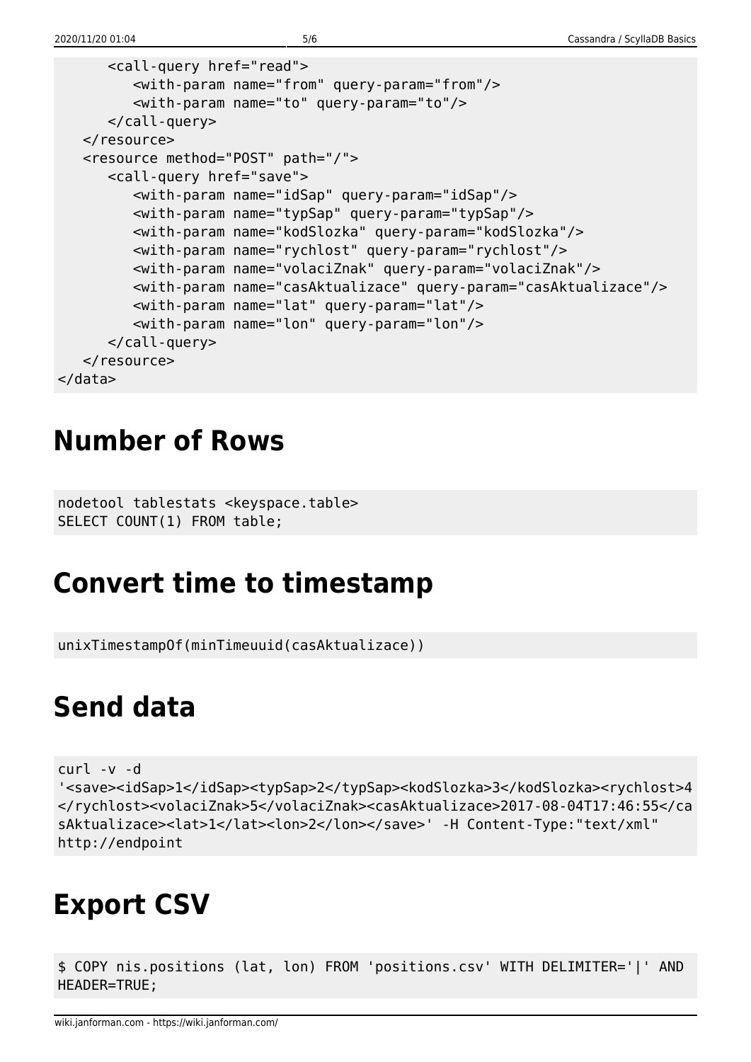```
      <call-query href="read">
         <with-param name="from" query-param="from"/>
         <with-param name="to" query-param="to"/>
      </call-query>
   </resource>
   <resource method="POST" path="/">
      <call-query href="save">
         <with-param name="idSap" query-param="idSap"/>
         <with-param name="typSap" query-param="typSap"/>
         <with-param name="kodSlozka" query-param="kodSlozka"/>
         <with-param name="rychlost" query-param="rychlost"/>
         <with-param name="volaciZnak" query-param="volaciZnak"/>
         <with-param name="casAktualizace" query-param="casAktualizace"/>
         <with-param name="lat" query-param="lat"/>
         <with-param name="lon" query-param="lon"/>
      </call-query>
   </resource>
</data>
```

# Number of Rows

```
nodetool tablestats <keyspace.table>
SELECT COUNT(1) FROM table;
```

# Convert time to timestamp

```
unixTimestampOf(minTimeuuid(casAktualizace))
```

# Send data

```
curl -v -d
'<save><idSap>1</idSap><typSap>2</typSap><kodSlozka>3</kodSlozka><rychlost>4
</rychlost><volaciZnak>5</volaciZnak><casAktualizace>2017-08-04T17:46:55</ca
sAktualizace><lat>1</lat><lon>2</lon></save>' -H Content-Type:"text/xml"
http://endpoint
```

# Export CSV

```
$ COPY nis.positions (lat, lon) FROM 'positions.csv' WITH DELIMITER='|' AND
HEADER=TRUE;
```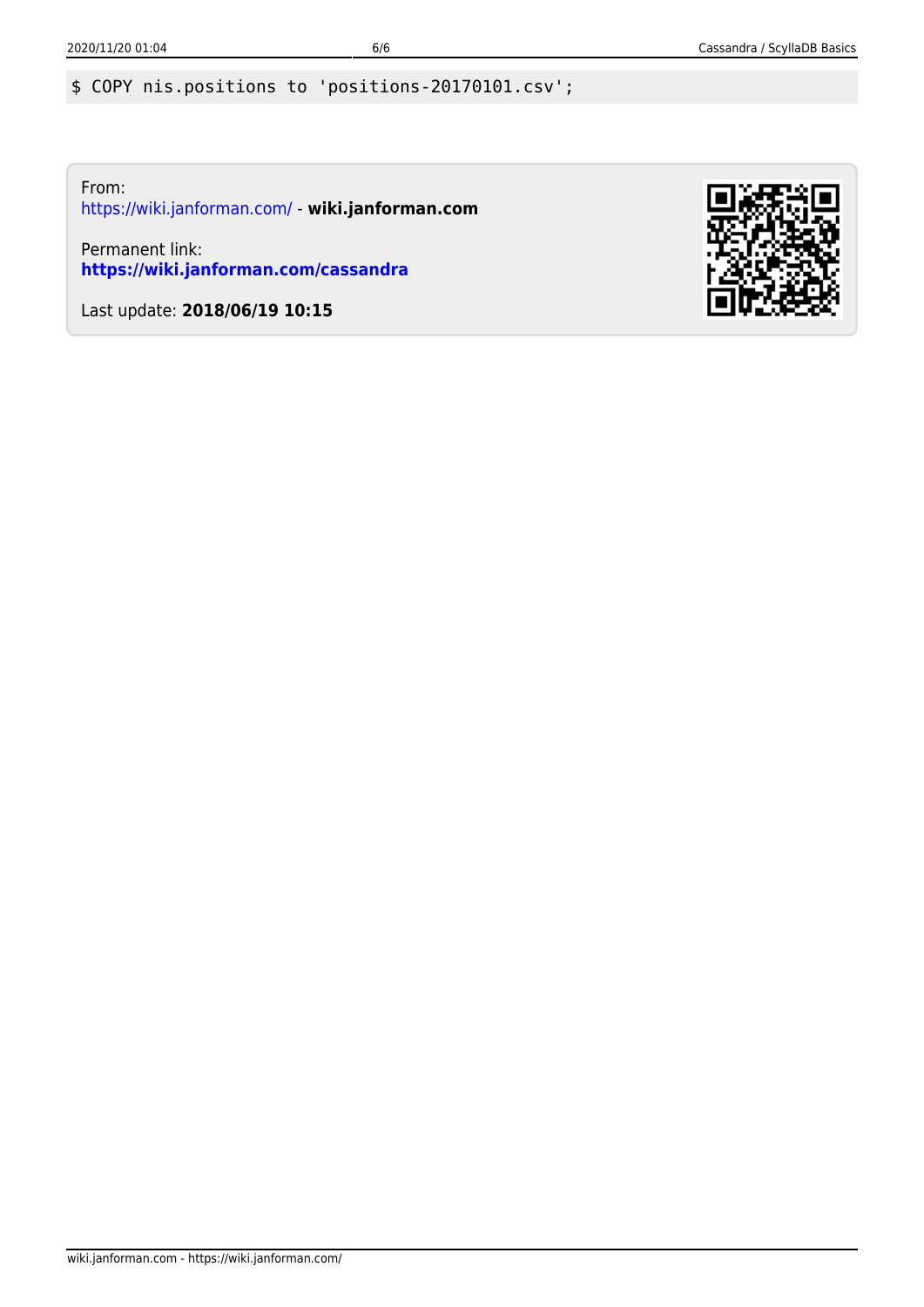```
$ COPY nis.positions to 'positions-20170101.csv';
```

From:
https://wiki.janforman.com/ - **wiki.janforman.com**

Permanent link:
**https://wiki.janforman.com/cassandra**

Last update: **2018/06/19 10:15**